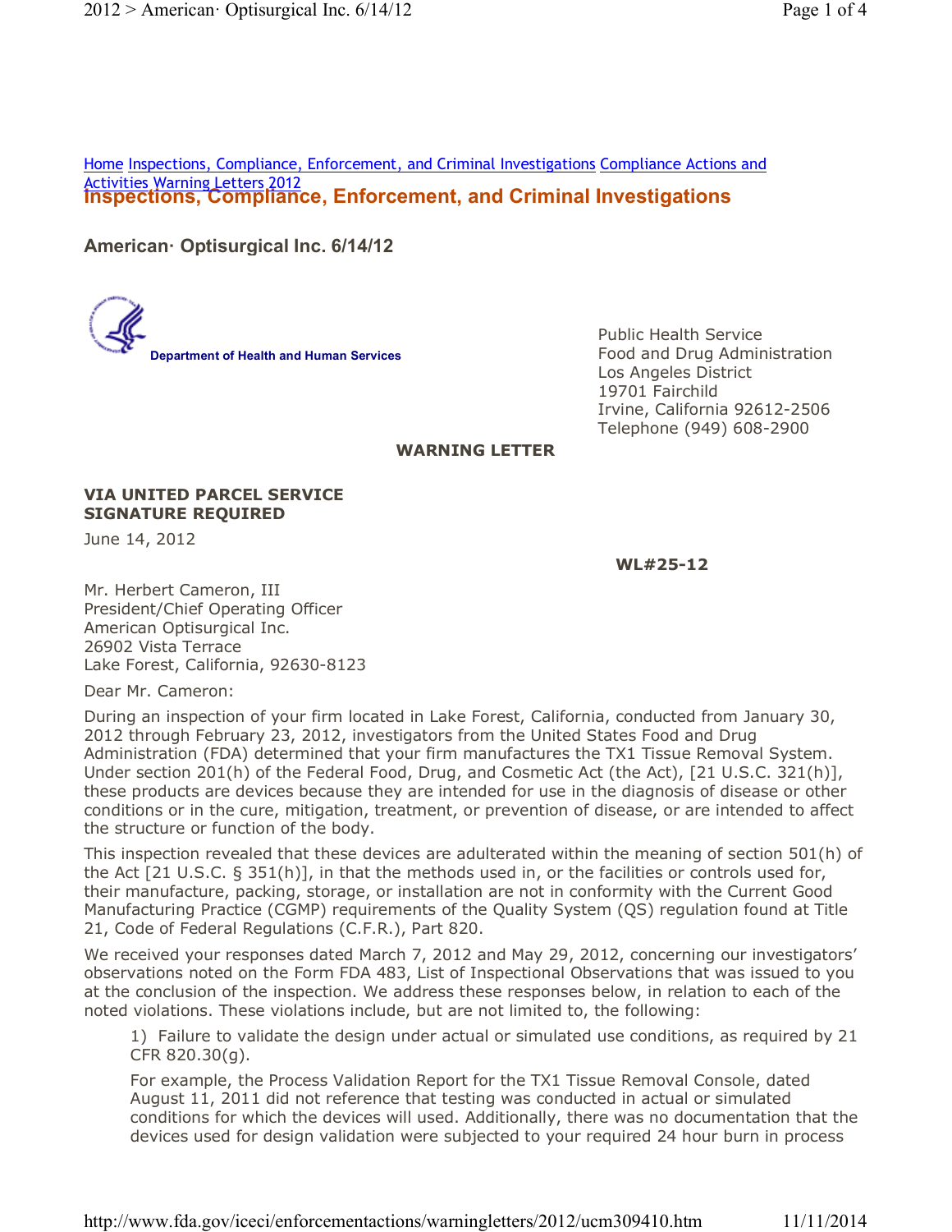Home Inspections, Compliance, Enforcement, and Criminal Investigations Compliance Actions and Activities Warning Letters 2012

# Inspections, Compliance, Enforcement, and Criminal Investigations

## American· Optisurgical Inc. 6/14/12

Department of Health and Human Services

Public Health Service
Food and Drug Administration
Los Angeles District
19701 Fairchild
Irvine, California 92612-2506
Telephone (949) 608-2900

**WARNING LETTER**

**VIA UNITED PARCEL SERVICE**
**SIGNATURE REQUIRED**

June 14, 2012

**WL#25-12**

Mr. Herbert Cameron, III
President/Chief Operating Officer
American Optisurgical Inc.
26902 Vista Terrace
Lake Forest, California, 92630-8123

Dear Mr. Cameron:

During an inspection of your firm located in Lake Forest, California, conducted from January 30, 2012 through February 23, 2012, investigators from the United States Food and Drug Administration (FDA) determined that your firm manufactures the TX1 Tissue Removal System. Under section 201(h) of the Federal Food, Drug, and Cosmetic Act (the Act), [21 U.S.C. 321(h)], these products are devices because they are intended for use in the diagnosis of disease or other conditions or in the cure, mitigation, treatment, or prevention of disease, or are intended to affect the structure or function of the body.

This inspection revealed that these devices are adulterated within the meaning of section 501(h) of the Act [21 U.S.C. § 351(h)], in that the methods used in, or the facilities or controls used for, their manufacture, packing, storage, or installation are not in conformity with the Current Good Manufacturing Practice (CGMP) requirements of the Quality System (QS) regulation found at Title 21, Code of Federal Regulations (C.F.R.), Part 820.

We received your responses dated March 7, 2012 and May 29, 2012, concerning our investigators' observations noted on the Form FDA 483, List of Inspectional Observations that was issued to you at the conclusion of the inspection. We address these responses below, in relation to each of the noted violations. These violations include, but are not limited to, the following:

1) Failure to validate the design under actual or simulated use conditions, as required by 21 CFR 820.30(g).

For example, the Process Validation Report for the TX1 Tissue Removal Console, dated August 11, 2011 did not reference that testing was conducted in actual or simulated conditions for which the devices will used. Additionally, there was no documentation that the devices used for design validation were subjected to your required 24 hour burn in process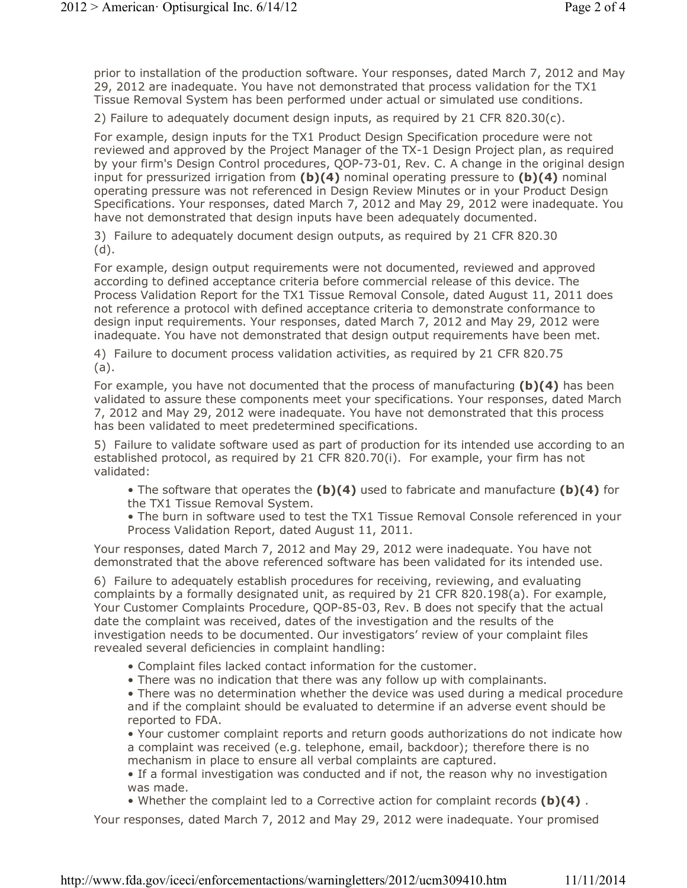prior to installation of the production software. Your responses, dated March 7, 2012 and May 29, 2012 are inadequate. You have not demonstrated that process validation for the TX1 Tissue Removal System has been performed under actual or simulated use conditions.

2) Failure to adequately document design inputs, as required by 21 CFR 820.30(c).

For example, design inputs for the TX1 Product Design Specification procedure were not reviewed and approved by the Project Manager of the TX-1 Design Project plan, as required by your firm's Design Control procedures, QOP-73-01, Rev. C. A change in the original design input for pressurized irrigation from **(b)(4)** nominal operating pressure to **(b)(4)** nominal operating pressure was not referenced in Design Review Minutes or in your Product Design Specifications. Your responses, dated March 7, 2012 and May 29, 2012 were inadequate. You have not demonstrated that design inputs have been adequately documented.

3) Failure to adequately document design outputs, as required by 21 CFR 820.30 (d).

For example, design output requirements were not documented, reviewed and approved according to defined acceptance criteria before commercial release of this device. The Process Validation Report for the TX1 Tissue Removal Console, dated August 11, 2011 does not reference a protocol with defined acceptance criteria to demonstrate conformance to design input requirements. Your responses, dated March 7, 2012 and May 29, 2012 were inadequate. You have not demonstrated that design output requirements have been met.

4) Failure to document process validation activities, as required by 21 CFR 820.75 (a).

For example, you have not documented that the process of manufacturing **(b)(4)** has been validated to assure these components meet your specifications. Your responses, dated March 7, 2012 and May 29, 2012 were inadequate. You have not demonstrated that this process has been validated to meet predetermined specifications.

5) Failure to validate software used as part of production for its intended use according to an established protocol, as required by 21 CFR 820.70(i). For example, your firm has not validated:

- The software that operates the **(b)(4)** used to fabricate and manufacture **(b)(4)** for the TX1 Tissue Removal System.
- The burn in software used to test the TX1 Tissue Removal Console referenced in your Process Validation Report, dated August 11, 2011.

Your responses, dated March 7, 2012 and May 29, 2012 were inadequate. You have not demonstrated that the above referenced software has been validated for its intended use.

6) Failure to adequately establish procedures for receiving, reviewing, and evaluating complaints by a formally designated unit, as required by 21 CFR 820.198(a). For example, Your Customer Complaints Procedure, QOP-85-03, Rev. B does not specify that the actual date the complaint was received, dates of the investigation and the results of the investigation needs to be documented. Our investigators' review of your complaint files revealed several deficiencies in complaint handling:

- Complaint files lacked contact information for the customer.
- There was no indication that there was any follow up with complainants.
- There was no determination whether the device was used during a medical procedure and if the complaint should be evaluated to determine if an adverse event should be reported to FDA.
- Your customer complaint reports and return goods authorizations do not indicate how a complaint was received (e.g. telephone, email, backdoor); therefore there is no mechanism in place to ensure all verbal complaints are captured.
- If a formal investigation was conducted and if not, the reason why no investigation was made.
- Whether the complaint led to a Corrective action for complaint records **(b)(4)** .

Your responses, dated March 7, 2012 and May 29, 2012 were inadequate. Your promised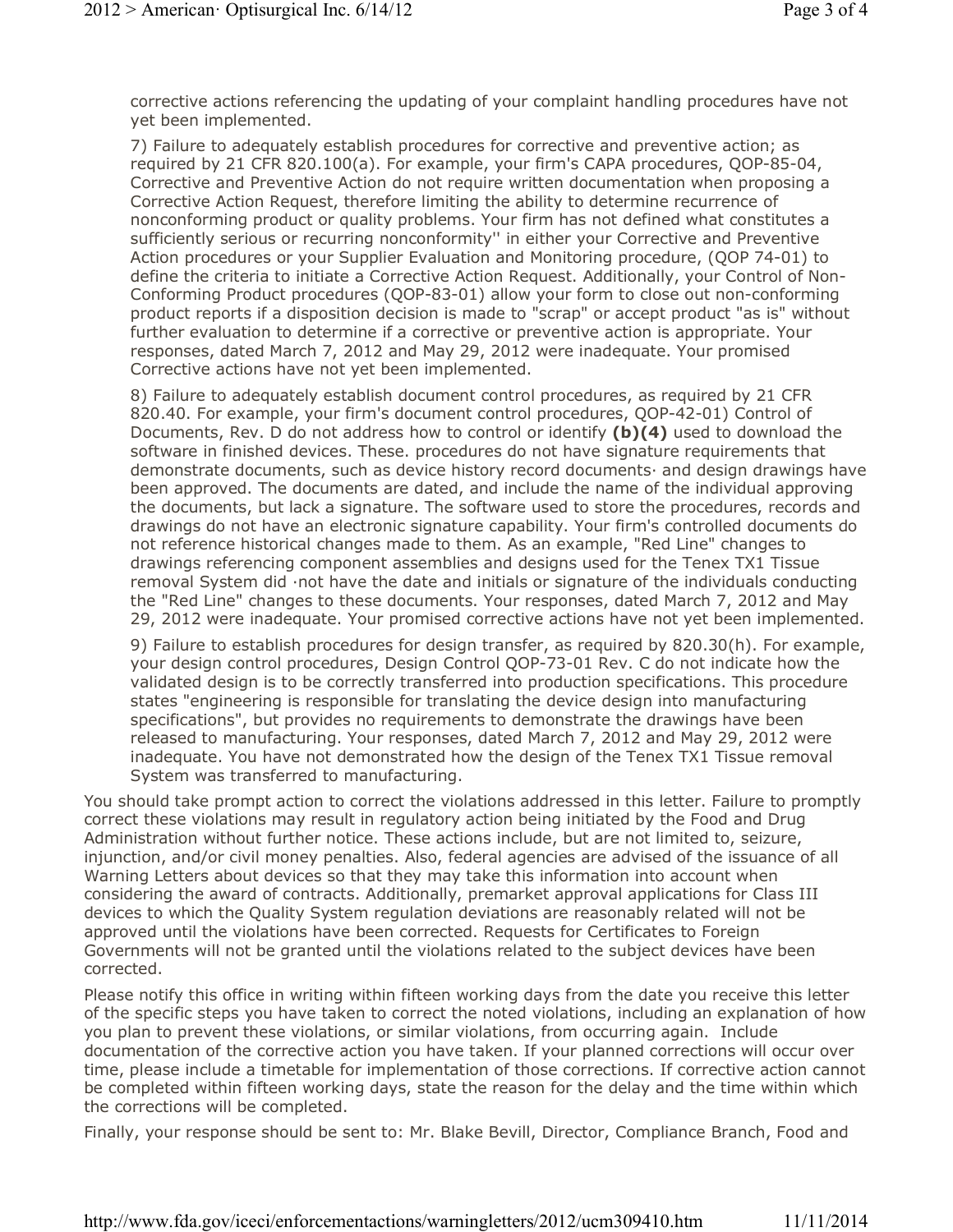corrective actions referencing the updating of your complaint handling procedures have not yet been implemented.

7) Failure to adequately establish procedures for corrective and preventive action; as required by 21 CFR 820.100(a). For example, your firm's CAPA procedures, QOP-85-04, Corrective and Preventive Action do not require written documentation when proposing a Corrective Action Request, therefore limiting the ability to determine recurrence of nonconforming product or quality problems. Your firm has not defined what constitutes a sufficiently serious or recurring nonconformity'' in either your Corrective and Preventive Action procedures or your Supplier Evaluation and Monitoring procedure, (QOP 74-01) to define the criteria to initiate a Corrective Action Request. Additionally, your Control of Non-Conforming Product procedures (QOP-83-01) allow your form to close out non-conforming product reports if a disposition decision is made to "scrap" or accept product "as is" without further evaluation to determine if a corrective or preventive action is appropriate. Your responses, dated March 7, 2012 and May 29, 2012 were inadequate. Your promised Corrective actions have not yet been implemented.

8) Failure to adequately establish document control procedures, as required by 21 CFR 820.40. For example, your firm's document control procedures, QOP-42-01) Control of Documents, Rev. D do not address how to control or identify **(b)(4)** used to download the software in finished devices. These. procedures do not have signature requirements that demonstrate documents, such as device history record documents· and design drawings have been approved. The documents are dated, and include the name of the individual approving the documents, but lack a signature. The software used to store the procedures, records and drawings do not have an electronic signature capability. Your firm's controlled documents do not reference historical changes made to them. As an example, "Red Line" changes to drawings referencing component assemblies and designs used for the Tenex TX1 Tissue removal System did ·not have the date and initials or signature of the individuals conducting the "Red Line" changes to these documents. Your responses, dated March 7, 2012 and May 29, 2012 were inadequate. Your promised corrective actions have not yet been implemented.

9) Failure to establish procedures for design transfer, as required by 820.30(h). For example, your design control procedures, Design Control QOP-73-01 Rev. C do not indicate how the validated design is to be correctly transferred into production specifications. This procedure states "engineering is responsible for translating the device design into manufacturing specifications", but provides no requirements to demonstrate the drawings have been released to manufacturing. Your responses, dated March 7, 2012 and May 29, 2012 were inadequate. You have not demonstrated how the design of the Tenex TX1 Tissue removal System was transferred to manufacturing.

You should take prompt action to correct the violations addressed in this letter. Failure to promptly correct these violations may result in regulatory action being initiated by the Food and Drug Administration without further notice. These actions include, but are not limited to, seizure, injunction, and/or civil money penalties. Also, federal agencies are advised of the issuance of all Warning Letters about devices so that they may take this information into account when considering the award of contracts. Additionally, premarket approval applications for Class III devices to which the Quality System regulation deviations are reasonably related will not be approved until the violations have been corrected. Requests for Certificates to Foreign Governments will not be granted until the violations related to the subject devices have been corrected.

Please notify this office in writing within fifteen working days from the date you receive this letter of the specific steps you have taken to correct the noted violations, including an explanation of how you plan to prevent these violations, or similar violations, from occurring again. Include documentation of the corrective action you have taken. If your planned corrections will occur over time, please include a timetable for implementation of those corrections. If corrective action cannot be completed within fifteen working days, state the reason for the delay and the time within which the corrections will be completed.

Finally, your response should be sent to: Mr. Blake Bevill, Director, Compliance Branch, Food and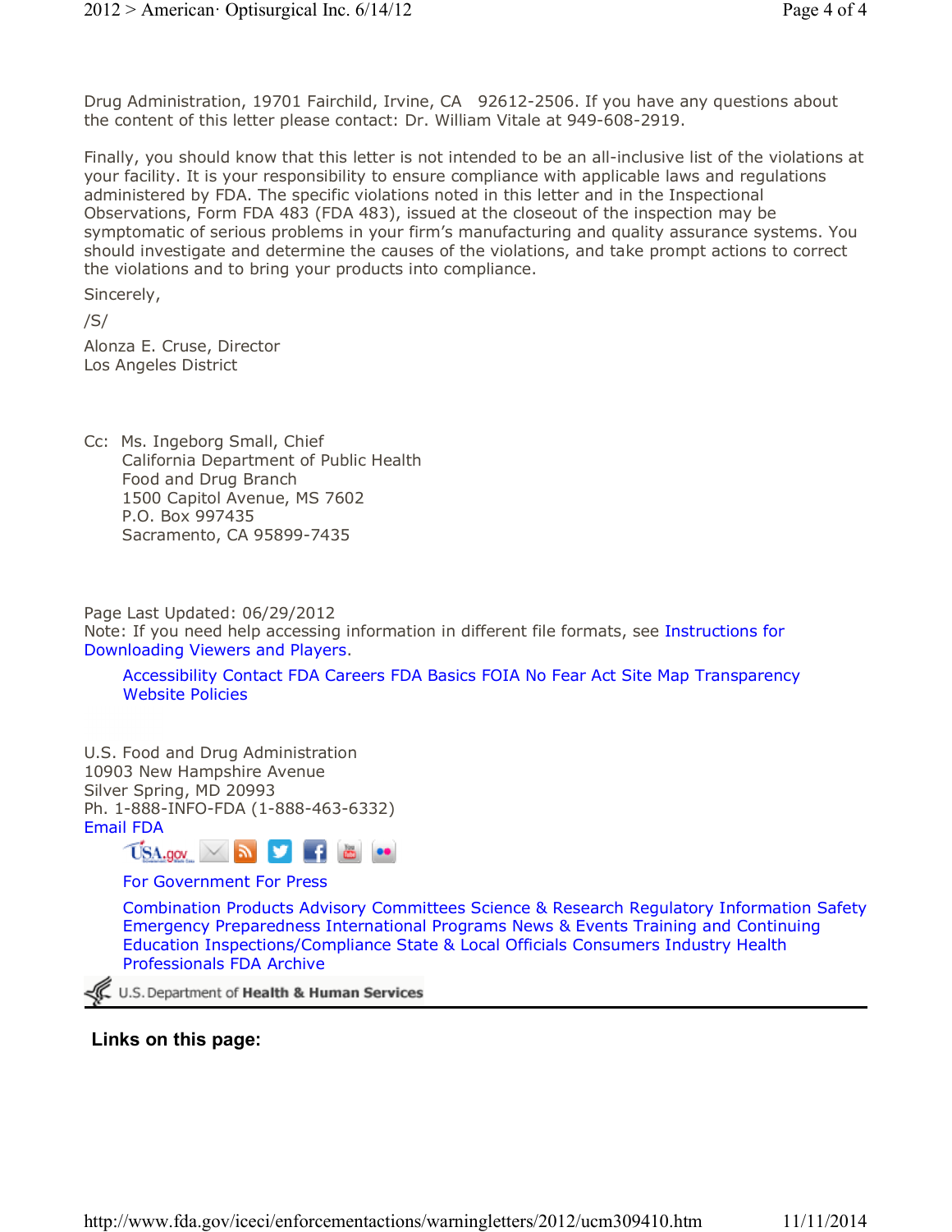Drug Administration, 19701 Fairchild, Irvine, CA 92612-2506. If you have any questions about the content of this letter please contact: Dr. William Vitale at 949-608-2919.

Finally, you should know that this letter is not intended to be an all-inclusive list of the violations at your facility. It is your responsibility to ensure compliance with applicable laws and regulations administered by FDA. The specific violations noted in this letter and in the Inspectional Observations, Form FDA 483 (FDA 483), issued at the closeout of the inspection may be symptomatic of serious problems in your firm's manufacturing and quality assurance systems. You should investigate and determine the causes of the violations, and take prompt actions to correct the violations and to bring your products into compliance.

Sincerely,

/S/

Alonza E. Cruse, Director
Los Angeles District

Cc: Ms. Ingeborg Small, Chief
California Department of Public Health
Food and Drug Branch
1500 Capitol Avenue, MS 7602
P.O. Box 997435
Sacramento, CA 95899-7435

Page Last Updated: 06/29/2012
Note: If you need help accessing information in different file formats, see Instructions for Downloading Viewers and Players.

Accessibility Contact FDA Careers FDA Basics FOIA No Fear Act Site Map Transparency Website Policies

U.S. Food and Drug Administration
10903 New Hampshire Avenue
Silver Spring, MD 20993
Ph. 1-888-INFO-FDA (1-888-463-6332)
Email FDA

For Government For Press

Combination Products Advisory Committees Science & Research Regulatory Information Safety Emergency Preparedness International Programs News & Events Training and Continuing Education Inspections/Compliance State & Local Officials Consumers Industry Health Professionals FDA Archive

U.S. Department of Health & Human Services

**Links on this page:**